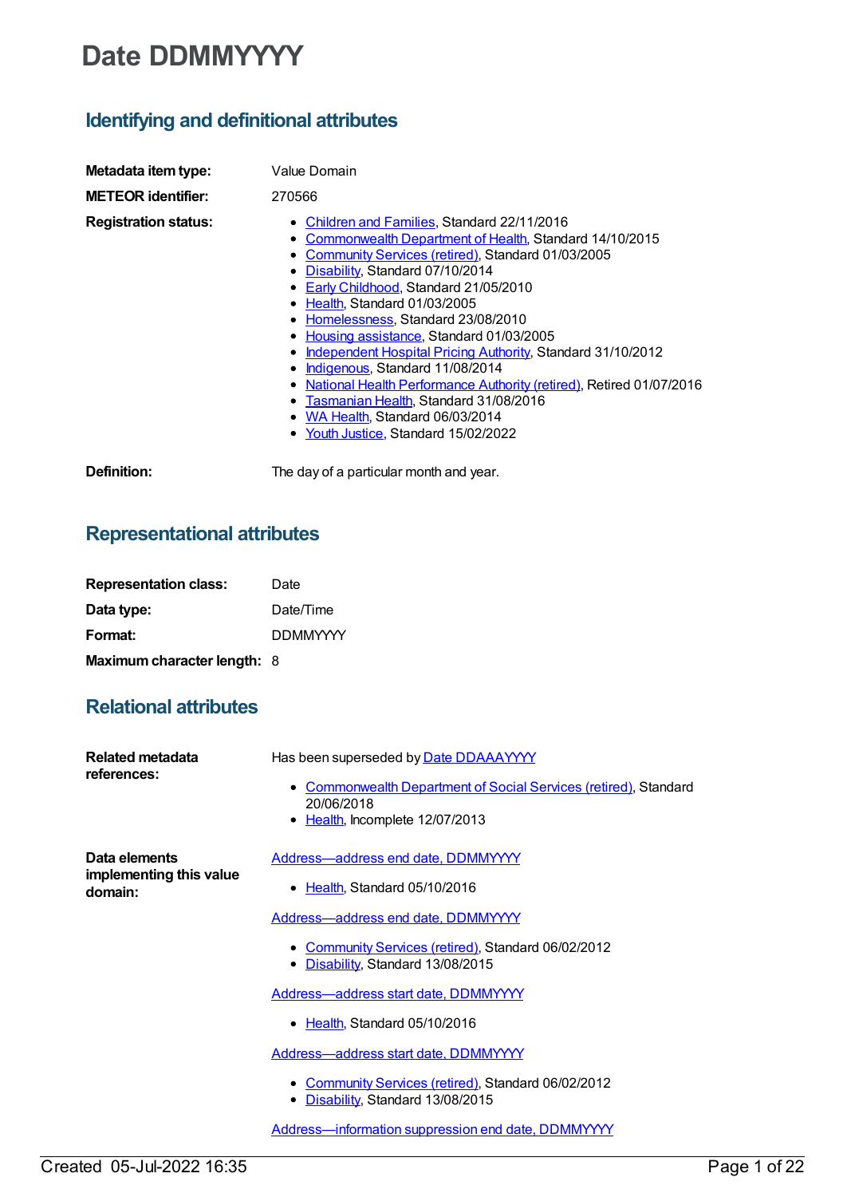# Date DDMMYYYY

## Identifying and definitional attributes

**Metadata item type:** Value Domain

**METEOR identifier:** 270566

**Registration status:**

- Children and Families, Standard 22/11/2016
- Commonwealth Department of Health, Standard 14/10/2015
- Community Services (retired), Standard 01/03/2005
- Disability, Standard 07/10/2014
- Early Childhood, Standard 21/05/2010
- Health, Standard 01/03/2005
- Homelessness, Standard 23/08/2010
- Housing assistance, Standard 01/03/2005
- Independent Hospital Pricing Authority, Standard 31/10/2012
- Indigenous, Standard 11/08/2014
- National Health Performance Authority (retired), Retired 01/07/2016
- Tasmanian Health, Standard 31/08/2016
- WA Health, Standard 06/03/2014
- Youth Justice, Standard 15/02/2022

**Definition:** The day of a particular month and year.

## Representational attributes

**Representation class:** Date

**Data type:** Date/Time

**Format:** DDMMYYYY

**Maximum character length:** 8

## Relational attributes

**Related metadata references:**

Has been superseded by Date DDAAAYYYY

- Commonwealth Department of Social Services (retired), Standard 20/06/2018
- Health, Incomplete 12/07/2013

**Data elements implementing this value domain:**

Address—address end date, DDMMYYYY

- Health, Standard 05/10/2016

Address—address end date, DDMMYYYY

- Community Services (retired), Standard 06/02/2012
- Disability, Standard 13/08/2015

Address—address start date, DDMMYYYY

- Health, Standard 05/10/2016

Address—address start date, DDMMYYYY

- Community Services (retired), Standard 06/02/2012
- Disability, Standard 13/08/2015

Address—information suppression end date, DDMMYYYY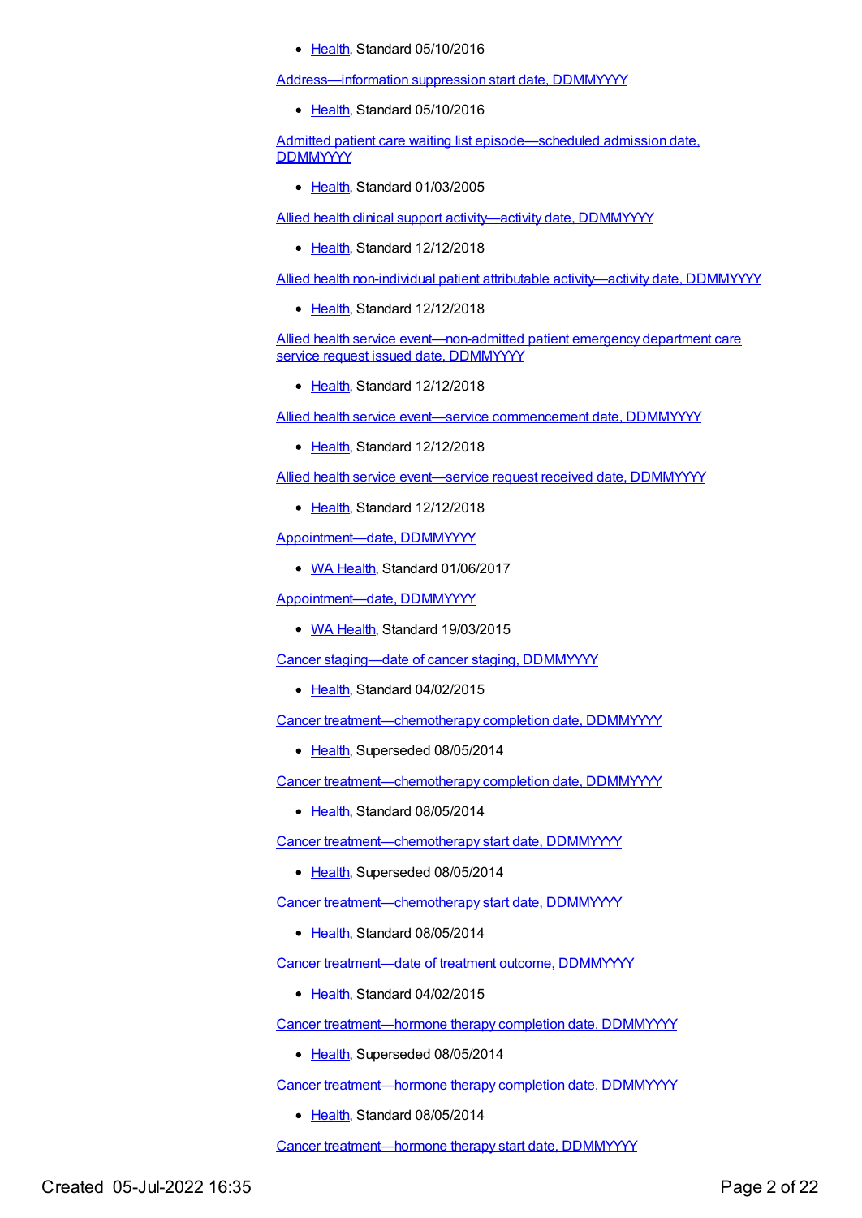- Health, Standard 05/10/2016

Address—information suppression start date, DDMMYYYY

- Health, Standard 05/10/2016

Admitted patient care waiting list episode—scheduled admission date, DDMMYYYY

- Health, Standard 01/03/2005

Allied health clinical support activity—activity date, DDMMYYYY

- Health, Standard 12/12/2018

Allied health non-individual patient attributable activity—activity date, DDMMYYYY

- Health, Standard 12/12/2018

Allied health service event—non-admitted patient emergency department care service request issued date, DDMMYYYY

- Health, Standard 12/12/2018

Allied health service event—service commencement date, DDMMYYYY

- Health, Standard 12/12/2018

Allied health service event—service request received date, DDMMYYYY

- Health, Standard 12/12/2018

Appointment—date, DDMMYYYY

- WA Health, Standard 01/06/2017

Appointment—date, DDMMYYYY

- WA Health, Standard 19/03/2015

Cancer staging—date of cancer staging, DDMMYYYY

- Health, Standard 04/02/2015

Cancer treatment—chemotherapy completion date, DDMMYYYY

- Health, Superseded 08/05/2014

Cancer treatment—chemotherapy completion date, DDMMYYYY

- Health, Standard 08/05/2014

Cancer treatment—chemotherapy start date, DDMMYYYY

- Health, Superseded 08/05/2014

Cancer treatment—chemotherapy start date, DDMMYYYY

- Health, Standard 08/05/2014

Cancer treatment—date of treatment outcome, DDMMYYYY

- Health, Standard 04/02/2015

Cancer treatment—hormone therapy completion date, DDMMYYYY

- Health, Superseded 08/05/2014

Cancer treatment—hormone therapy completion date, DDMMYYYY

- Health, Standard 08/05/2014

Cancer treatment—hormone therapy start date, DDMMYYYY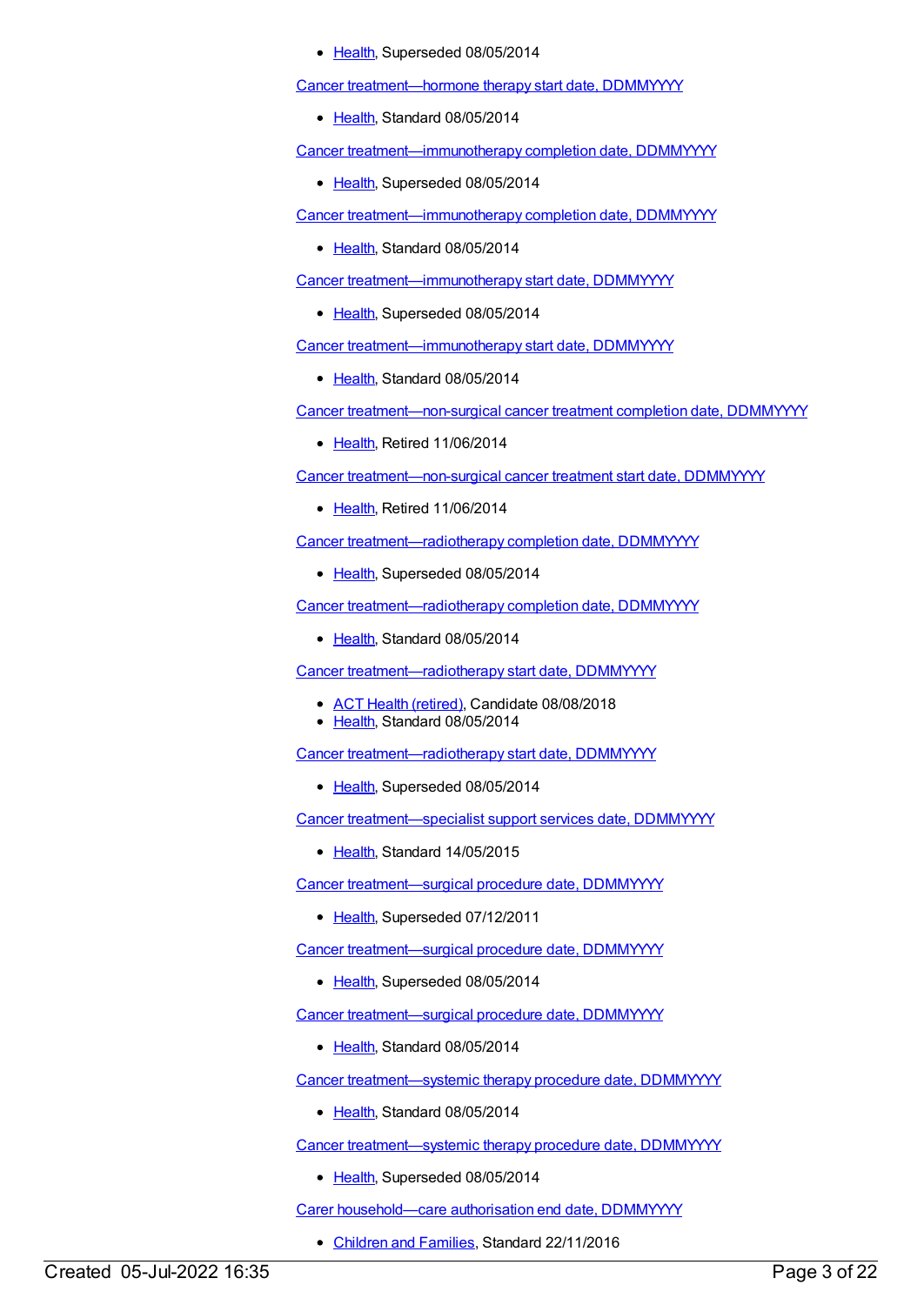- Health, Superseded 08/05/2014

Cancer treatment—hormone therapy start date, DDMMYYYY

- Health, Standard 08/05/2014

Cancer treatment—immunotherapy completion date, DDMMYYYY

- Health, Superseded 08/05/2014

Cancer treatment—immunotherapy completion date, DDMMYYYY

- Health, Standard 08/05/2014

Cancer treatment—immunotherapy start date, DDMMYYYY

- Health, Superseded 08/05/2014

Cancer treatment—immunotherapy start date, DDMMYYYY

- Health, Standard 08/05/2014

Cancer treatment—non-surgical cancer treatment completion date, DDMMYYYY

- Health, Retired 11/06/2014

Cancer treatment—non-surgical cancer treatment start date, DDMMYYYY

- Health, Retired 11/06/2014

Cancer treatment—radiotherapy completion date, DDMMYYYY

- Health, Superseded 08/05/2014

Cancer treatment—radiotherapy completion date, DDMMYYYY

- Health, Standard 08/05/2014

Cancer treatment—radiotherapy start date, DDMMYYYY

- ACT Health (retired), Candidate 08/08/2018
- Health, Standard 08/05/2014

Cancer treatment—radiotherapy start date, DDMMYYYY

- Health, Superseded 08/05/2014

Cancer treatment—specialist support services date, DDMMYYYY

- Health, Standard 14/05/2015

Cancer treatment—surgical procedure date, DDMMYYYY

- Health, Superseded 07/12/2011

Cancer treatment—surgical procedure date, DDMMYYYY

- Health, Superseded 08/05/2014

Cancer treatment—surgical procedure date, DDMMYYYY

- Health, Standard 08/05/2014

Cancer treatment—systemic therapy procedure date, DDMMYYYY

- Health, Standard 08/05/2014

Cancer treatment—systemic therapy procedure date, DDMMYYYY

- Health, Superseded 08/05/2014

Carer household—care authorisation end date, DDMMYYYY

- Children and Families, Standard 22/11/2016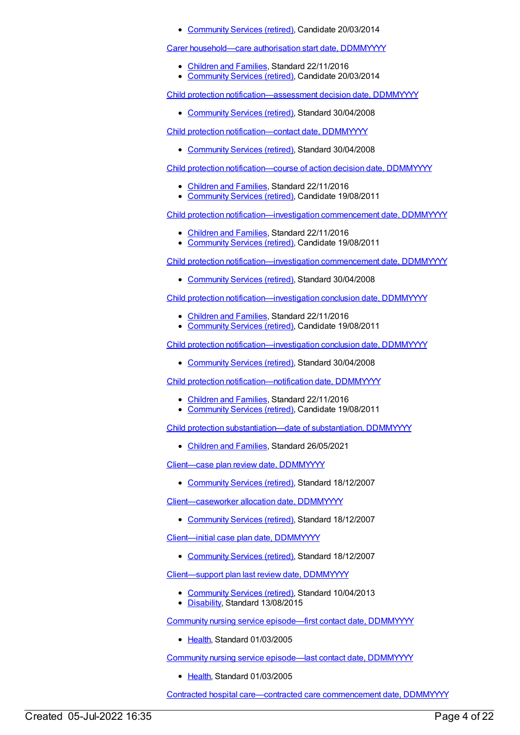- Community Services (retired), Candidate 20/03/2014

Carer household—care authorisation start date, DDMMYYYY

- Children and Families, Standard 22/11/2016
- Community Services (retired), Candidate 20/03/2014

Child protection notification—assessment decision date, DDMMYYYY

- Community Services (retired), Standard 30/04/2008

Child protection notification—contact date, DDMMYYYY

- Community Services (retired), Standard 30/04/2008

Child protection notification—course of action decision date, DDMMYYYY

- Children and Families, Standard 22/11/2016
- Community Services (retired), Candidate 19/08/2011

Child protection notification—investigation commencement date, DDMMYYYY

- Children and Families, Standard 22/11/2016
- Community Services (retired), Candidate 19/08/2011

Child protection notification—investigation commencement date, DDMMYYYY

- Community Services (retired), Standard 30/04/2008

Child protection notification—investigation conclusion date, DDMMYYYY

- Children and Families, Standard 22/11/2016
- Community Services (retired), Candidate 19/08/2011

Child protection notification—investigation conclusion date, DDMMYYYY

- Community Services (retired), Standard 30/04/2008

Child protection notification—notification date, DDMMYYYY

- Children and Families, Standard 22/11/2016
- Community Services (retired), Candidate 19/08/2011

Child protection substantiation—date of substantiation, DDMMYYYY

- Children and Families, Standard 26/05/2021

Client—case plan review date, DDMMYYYY

- Community Services (retired), Standard 18/12/2007

Client—caseworker allocation date, DDMMYYYY

- Community Services (retired), Standard 18/12/2007

Client—initial case plan date, DDMMYYYY

- Community Services (retired), Standard 18/12/2007

Client—support plan last review date, DDMMYYYY

- Community Services (retired), Standard 10/04/2013
- Disability, Standard 13/08/2015

Community nursing service episode—first contact date, DDMMYYYY

- Health, Standard 01/03/2005

Community nursing service episode—last contact date, DDMMYYYY

- Health, Standard 01/03/2005

Contracted hospital care—contracted care commencement date, DDMMYYYY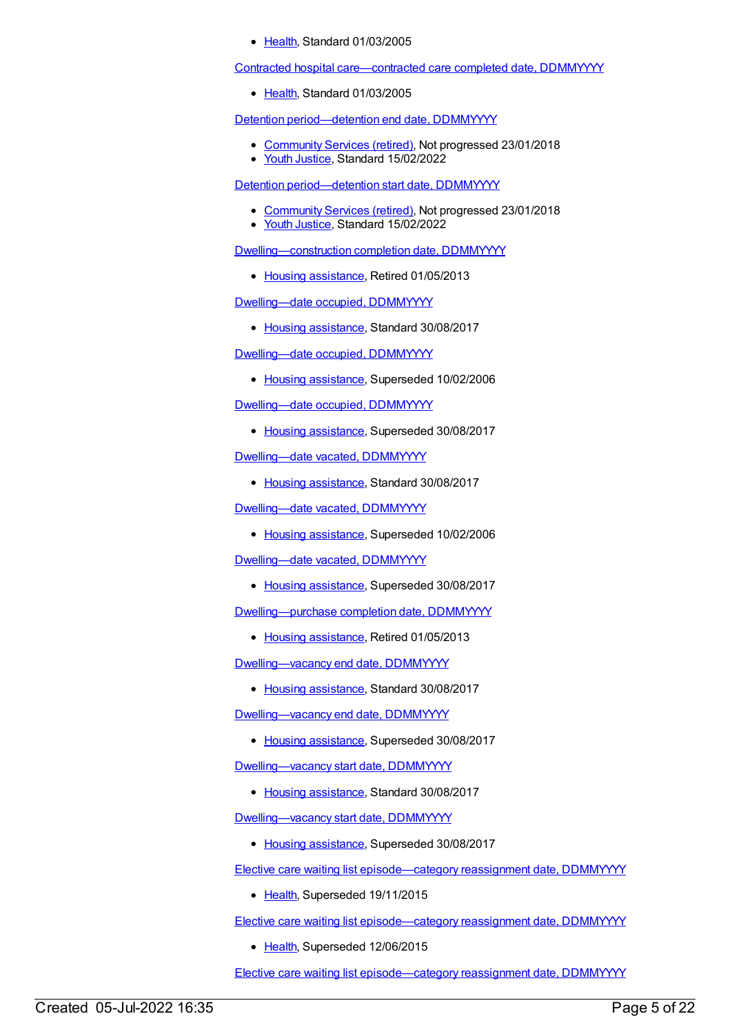- Health, Standard 01/03/2005

Contracted hospital care—contracted care completed date, DDMMYYYY

- Health, Standard 01/03/2005

Detention period—detention end date, DDMMYYYY

- Community Services (retired), Not progressed 23/01/2018
- Youth Justice, Standard 15/02/2022

Detention period—detention start date, DDMMYYYY

- Community Services (retired), Not progressed 23/01/2018
- Youth Justice, Standard 15/02/2022

Dwelling—construction completion date, DDMMYYYY

- Housing assistance, Retired 01/05/2013

Dwelling—date occupied, DDMMYYYY

- Housing assistance, Standard 30/08/2017

Dwelling—date occupied, DDMMYYYY

- Housing assistance, Superseded 10/02/2006

Dwelling—date occupied, DDMMYYYY

- Housing assistance, Superseded 30/08/2017

Dwelling—date vacated, DDMMYYYY

- Housing assistance, Standard 30/08/2017

Dwelling—date vacated, DDMMYYYY

- Housing assistance, Superseded 10/02/2006

Dwelling—date vacated, DDMMYYYY

- Housing assistance, Superseded 30/08/2017

Dwelling—purchase completion date, DDMMYYYY

- Housing assistance, Retired 01/05/2013

Dwelling—vacancy end date, DDMMYYYY

- Housing assistance, Standard 30/08/2017

Dwelling—vacancy end date, DDMMYYYY

- Housing assistance, Superseded 30/08/2017

Dwelling—vacancy start date, DDMMYYYY

- Housing assistance, Standard 30/08/2017

Dwelling—vacancy start date, DDMMYYYY

- Housing assistance, Superseded 30/08/2017

Elective care waiting list episode—category reassignment date, DDMMYYYY

- Health, Superseded 19/11/2015

Elective care waiting list episode—category reassignment date, DDMMYYYY

- Health, Superseded 12/06/2015

Elective care waiting list episode—category reassignment date, DDMMYYYY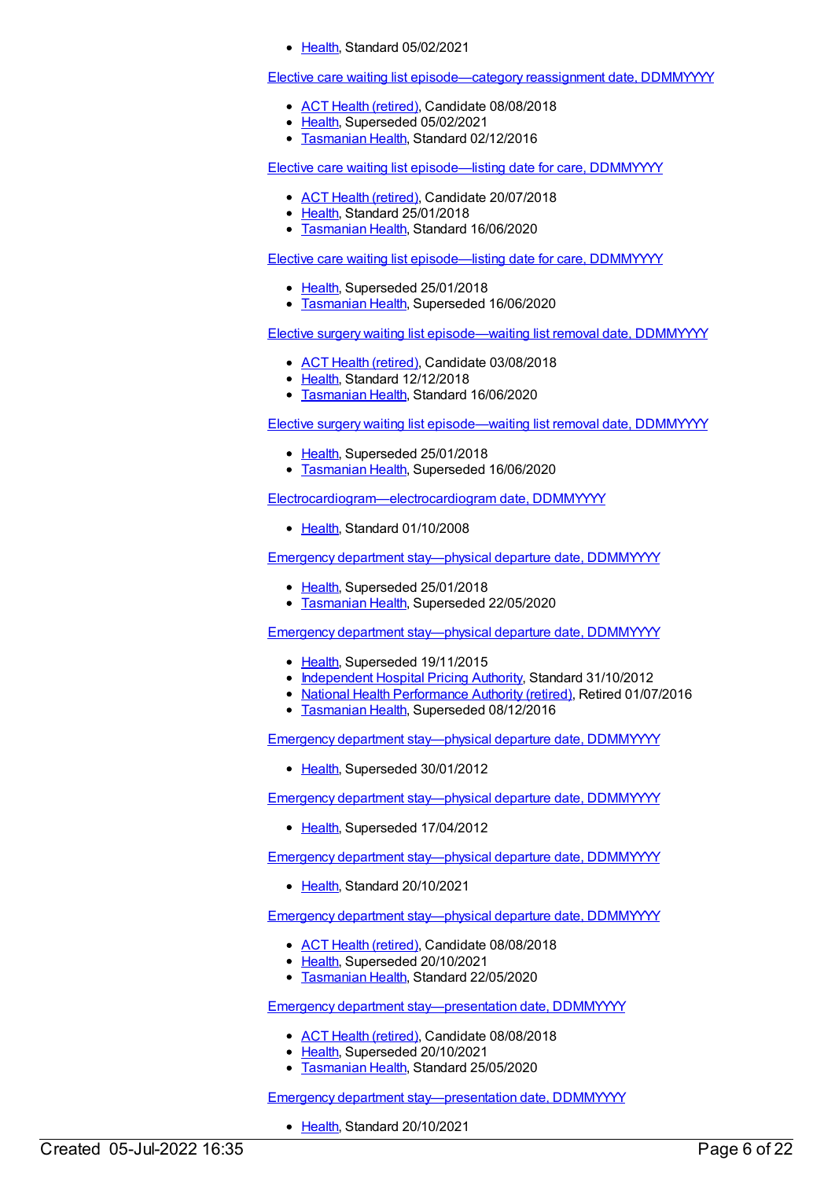- Health, Standard 05/02/2021

Elective care waiting list episode—category reassignment date, DDMMYYYY

- ACT Health (retired), Candidate 08/08/2018
- Health, Superseded 05/02/2021
- Tasmanian Health, Standard 02/12/2016

Elective care waiting list episode—listing date for care, DDMMYYYY

- ACT Health (retired), Candidate 20/07/2018
- Health, Standard 25/01/2018
- Tasmanian Health, Standard 16/06/2020

Elective care waiting list episode—listing date for care, DDMMYYYY

- Health, Superseded 25/01/2018
- Tasmanian Health, Superseded 16/06/2020

Elective surgery waiting list episode—waiting list removal date, DDMMYYYY

- ACT Health (retired), Candidate 03/08/2018
- Health, Standard 12/12/2018
- Tasmanian Health, Standard 16/06/2020

Elective surgery waiting list episode—waiting list removal date, DDMMYYYY

- Health, Superseded 25/01/2018
- Tasmanian Health, Superseded 16/06/2020

Electrocardiogram—electrocardiogram date, DDMMYYYY

- Health, Standard 01/10/2008

Emergency department stay—physical departure date, DDMMYYYY

- Health, Superseded 25/01/2018
- Tasmanian Health, Superseded 22/05/2020

Emergency department stay—physical departure date, DDMMYYYY

- Health, Superseded 19/11/2015
- Independent Hospital Pricing Authority, Standard 31/10/2012
- National Health Performance Authority (retired), Retired 01/07/2016
- Tasmanian Health, Superseded 08/12/2016

Emergency department stay—physical departure date, DDMMYYYY

- Health, Superseded 30/01/2012

Emergency department stay—physical departure date, DDMMYYYY

- Health, Superseded 17/04/2012

Emergency department stay—physical departure date, DDMMYYYY

- Health, Standard 20/10/2021

Emergency department stay—physical departure date, DDMMYYYY

- ACT Health (retired), Candidate 08/08/2018
- Health, Superseded 20/10/2021
- Tasmanian Health, Standard 22/05/2020

Emergency department stay—presentation date, DDMMYYYY

- ACT Health (retired), Candidate 08/08/2018
- Health, Superseded 20/10/2021
- Tasmanian Health, Standard 25/05/2020

Emergency department stay—presentation date, DDMMYYYY

- Health, Standard 20/10/2021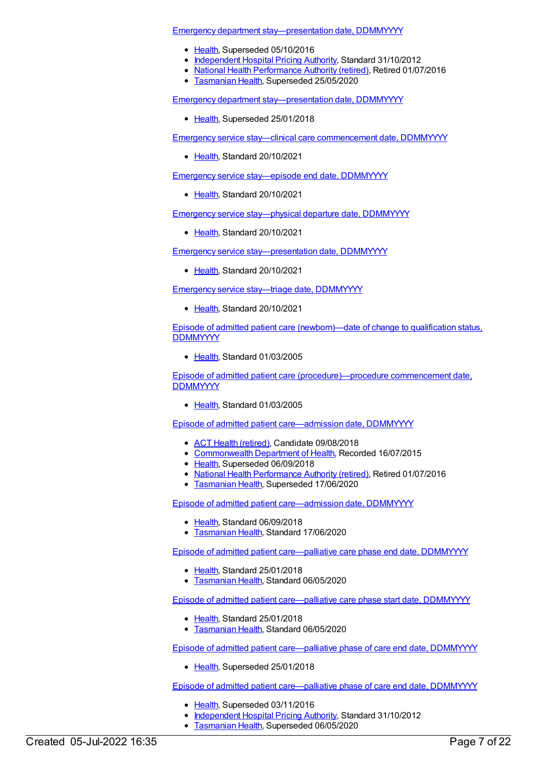Emergency department stay—presentation date, DDMMYYYY

- Health, Superseded 05/10/2016
- Independent Hospital Pricing Authority, Standard 31/10/2012
- National Health Performance Authority (retired), Retired 01/07/2016
- Tasmanian Health, Superseded 25/05/2020

Emergency department stay—presentation date, DDMMYYYY

- Health, Superseded 25/01/2018

Emergency service stay—clinical care commencement date, DDMMYYYY

- Health, Standard 20/10/2021

Emergency service stay—episode end date, DDMMYYYY

- Health, Standard 20/10/2021

Emergency service stay—physical departure date, DDMMYYYY

- Health, Standard 20/10/2021

Emergency service stay—presentation date, DDMMYYYY

- Health, Standard 20/10/2021

Emergency service stay—triage date, DDMMYYYY

- Health, Standard 20/10/2021

Episode of admitted patient care (newborn)—date of change to qualification status, DDMMYYYY

- Health, Standard 01/03/2005

Episode of admitted patient care (procedure)—procedure commencement date, DDMMYYYY

- Health, Standard 01/03/2005

Episode of admitted patient care—admission date, DDMMYYYY

- ACT Health (retired), Candidate 09/08/2018
- Commonwealth Department of Health, Recorded 16/07/2015
- Health, Superseded 06/09/2018
- National Health Performance Authority (retired), Retired 01/07/2016
- Tasmanian Health, Superseded 17/06/2020

Episode of admitted patient care—admission date, DDMMYYYY

- Health, Standard 06/09/2018
- Tasmanian Health, Standard 17/06/2020

Episode of admitted patient care—palliative care phase end date, DDMMYYYY

- Health, Standard 25/01/2018
- Tasmanian Health, Standard 06/05/2020

Episode of admitted patient care—palliative care phase start date, DDMMYYYY

- Health, Standard 25/01/2018
- Tasmanian Health, Standard 06/05/2020

Episode of admitted patient care—palliative phase of care end date, DDMMYYYY

- Health, Superseded 25/01/2018

Episode of admitted patient care—palliative phase of care end date, DDMMYYYY

- Health, Superseded 03/11/2016
- Independent Hospital Pricing Authority, Standard 31/10/2012
- Tasmanian Health, Superseded 06/05/2020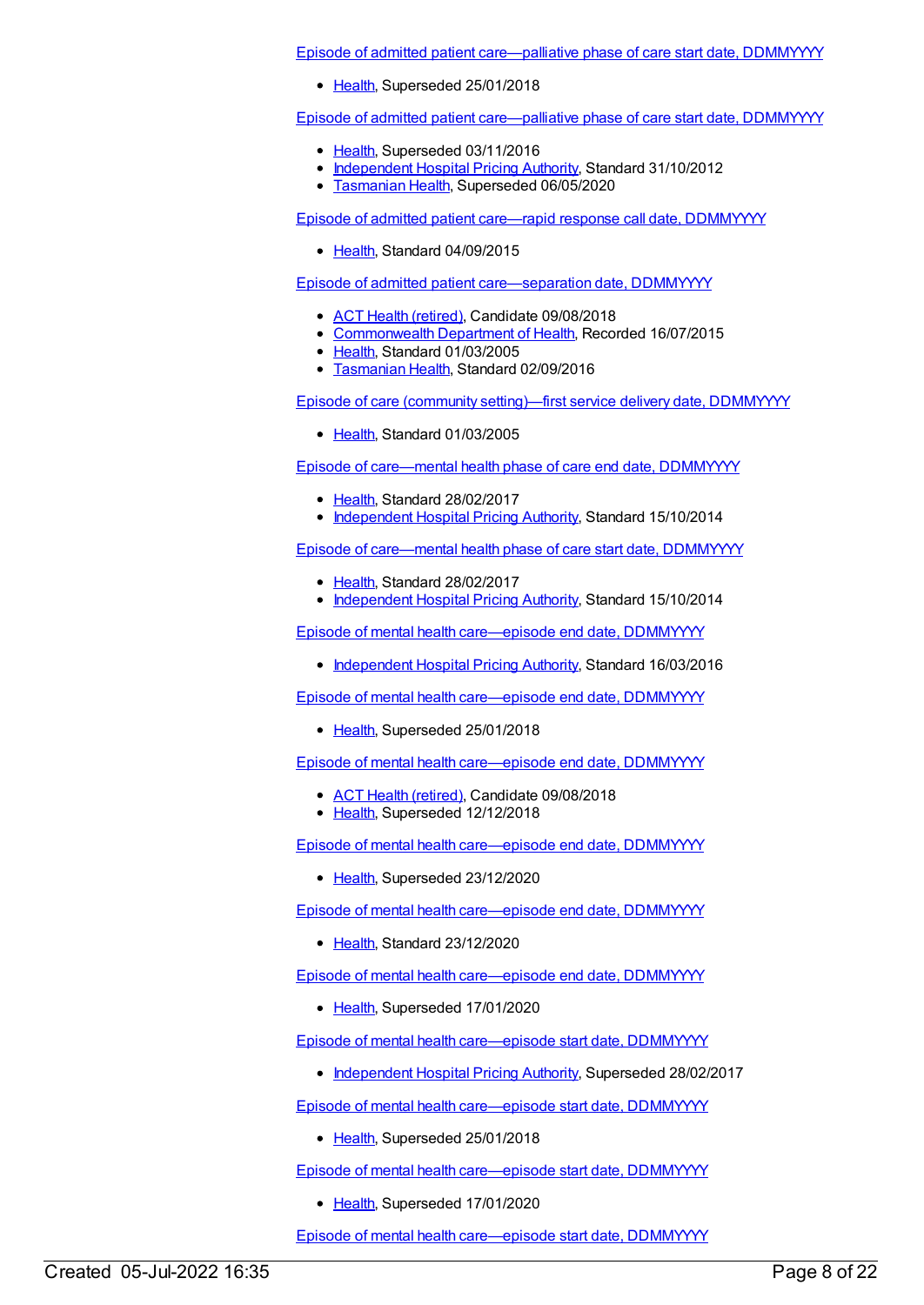Episode of admitted patient care—palliative phase of care start date, DDMMYYYY

- Health, Superseded 25/01/2018

Episode of admitted patient care—palliative phase of care start date, DDMMYYYY

- Health, Superseded 03/11/2016
- Independent Hospital Pricing Authority, Standard 31/10/2012
- Tasmanian Health, Superseded 06/05/2020

Episode of admitted patient care—rapid response call date, DDMMYYYY

- Health, Standard 04/09/2015

Episode of admitted patient care—separation date, DDMMYYYY

- ACT Health (retired), Candidate 09/08/2018
- Commonwealth Department of Health, Recorded 16/07/2015
- Health, Standard 01/03/2005
- Tasmanian Health, Standard 02/09/2016

Episode of care (community setting)—first service delivery date, DDMMYYYY

- Health, Standard 01/03/2005

Episode of care—mental health phase of care end date, DDMMYYYY

- Health, Standard 28/02/2017
- Independent Hospital Pricing Authority, Standard 15/10/2014

Episode of care—mental health phase of care start date, DDMMYYYY

- Health, Standard 28/02/2017
- Independent Hospital Pricing Authority, Standard 15/10/2014

Episode of mental health care—episode end date, DDMMYYYY

- Independent Hospital Pricing Authority, Standard 16/03/2016

Episode of mental health care—episode end date, DDMMYYYY

- Health, Superseded 25/01/2018

Episode of mental health care—episode end date, DDMMYYYY

- ACT Health (retired), Candidate 09/08/2018
- Health, Superseded 12/12/2018

Episode of mental health care—episode end date, DDMMYYYY

- Health, Superseded 23/12/2020

Episode of mental health care—episode end date, DDMMYYYY

- Health, Standard 23/12/2020

Episode of mental health care—episode end date, DDMMYYYY

- Health, Superseded 17/01/2020

Episode of mental health care—episode start date, DDMMYYYY

- Independent Hospital Pricing Authority, Superseded 28/02/2017

Episode of mental health care—episode start date, DDMMYYYY

- Health, Superseded 25/01/2018

Episode of mental health care—episode start date, DDMMYYYY

- Health, Superseded 17/01/2020

Episode of mental health care—episode start date, DDMMYYYY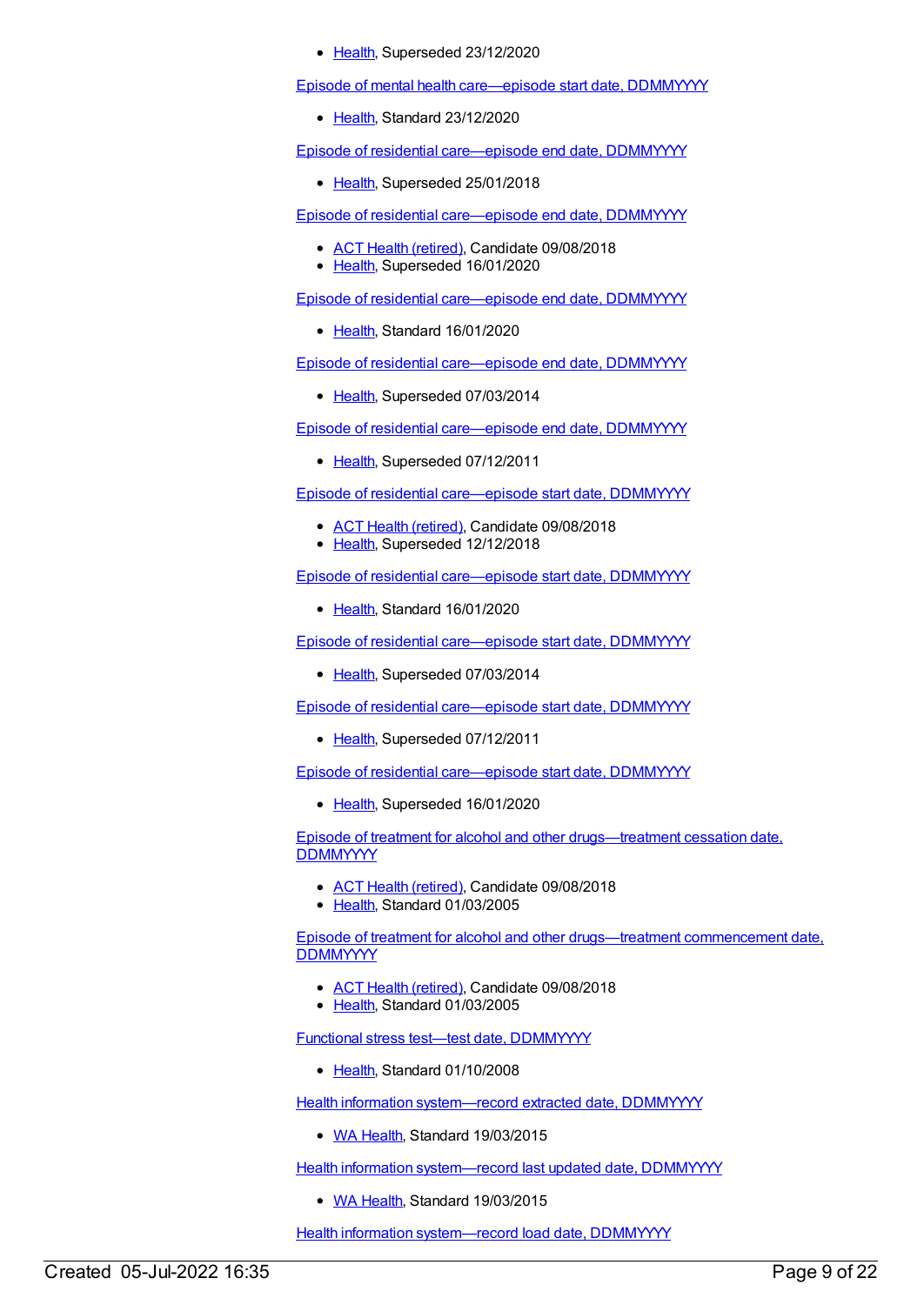- Health, Superseded 23/12/2020

Episode of mental health care—episode start date, DDMMYYYY

- Health, Standard 23/12/2020

Episode of residential care—episode end date, DDMMYYYY

- Health, Superseded 25/01/2018

Episode of residential care—episode end date, DDMMYYYY

- ACT Health (retired), Candidate 09/08/2018
- Health, Superseded 16/01/2020

Episode of residential care—episode end date, DDMMYYYY

- Health, Standard 16/01/2020

Episode of residential care—episode end date, DDMMYYYY

- Health, Superseded 07/03/2014

Episode of residential care—episode end date, DDMMYYYY

- Health, Superseded 07/12/2011

Episode of residential care—episode start date, DDMMYYYY

- ACT Health (retired), Candidate 09/08/2018
- Health, Superseded 12/12/2018

Episode of residential care—episode start date, DDMMYYYY

- Health, Standard 16/01/2020

Episode of residential care—episode start date, DDMMYYYY

- Health, Superseded 07/03/2014

Episode of residential care—episode start date, DDMMYYYY

- Health, Superseded 07/12/2011

Episode of residential care—episode start date, DDMMYYYY

- Health, Superseded 16/01/2020

Episode of treatment for alcohol and other drugs—treatment cessation date, DDMMYYYY

- ACT Health (retired), Candidate 09/08/2018
- Health, Standard 01/03/2005

Episode of treatment for alcohol and other drugs—treatment commencement date, DDMMYYYY

- ACT Health (retired), Candidate 09/08/2018
- Health, Standard 01/03/2005

Functional stress test—test date, DDMMYYYY

- Health, Standard 01/10/2008

Health information system—record extracted date, DDMMYYYY

- WA Health, Standard 19/03/2015

Health information system—record last updated date, DDMMYYYY

- WA Health, Standard 19/03/2015

Health information system—record load date, DDMMYYYY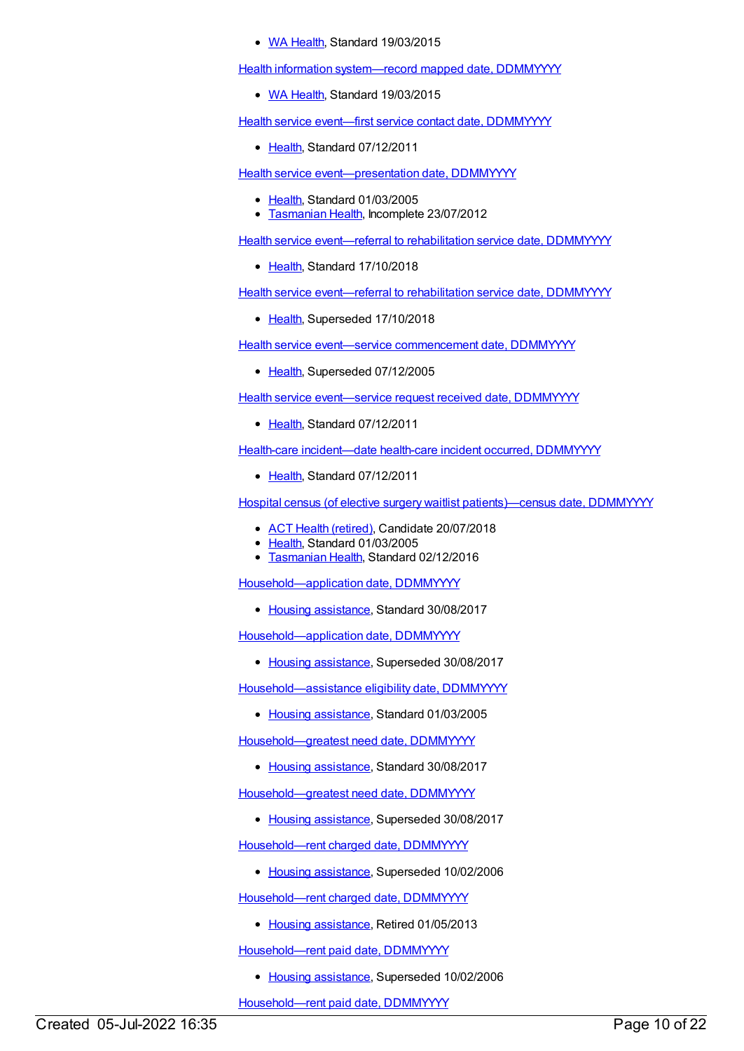- WA Health, Standard 19/03/2015

Health information system—record mapped date, DDMMYYYY

- WA Health, Standard 19/03/2015

Health service event—first service contact date, DDMMYYYY

- Health, Standard 07/12/2011

Health service event—presentation date, DDMMYYYY

- Health, Standard 01/03/2005
- Tasmanian Health, Incomplete 23/07/2012

Health service event—referral to rehabilitation service date, DDMMYYYY

- Health, Standard 17/10/2018

Health service event—referral to rehabilitation service date, DDMMYYYY

- Health, Superseded 17/10/2018

Health service event—service commencement date, DDMMYYYY

- Health, Superseded 07/12/2005

Health service event—service request received date, DDMMYYYY

- Health, Standard 07/12/2011

Health-care incident—date health-care incident occurred, DDMMYYYY

- Health, Standard 07/12/2011

Hospital census (of elective surgery waitlist patients)—census date, DDMMYYYY

- ACT Health (retired), Candidate 20/07/2018
- Health, Standard 01/03/2005
- Tasmanian Health, Standard 02/12/2016

Household—application date, DDMMYYYY

- Housing assistance, Standard 30/08/2017

Household—application date, DDMMYYYY

- Housing assistance, Superseded 30/08/2017

Household—assistance eligibility date, DDMMYYYY

- Housing assistance, Standard 01/03/2005

Household—greatest need date, DDMMYYYY

- Housing assistance, Standard 30/08/2017

Household—greatest need date, DDMMYYYY

- Housing assistance, Superseded 30/08/2017

Household—rent charged date, DDMMYYYY

- Housing assistance, Superseded 10/02/2006

Household—rent charged date, DDMMYYYY

- Housing assistance, Retired 01/05/2013

Household—rent paid date, DDMMYYYY

- Housing assistance, Superseded 10/02/2006

Household—rent paid date, DDMMYYYY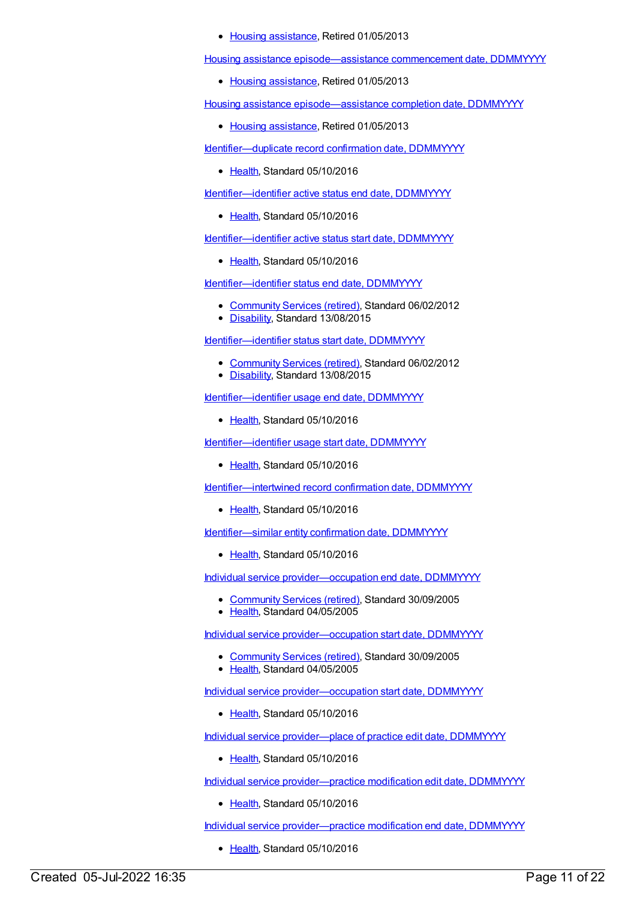- Housing assistance, Retired 01/05/2013

Housing assistance episode—assistance commencement date, DDMMYYYY

- Housing assistance, Retired 01/05/2013

Housing assistance episode—assistance completion date, DDMMYYYY

- Housing assistance, Retired 01/05/2013

Identifier—duplicate record confirmation date, DDMMYYYY

- Health, Standard 05/10/2016

Identifier—identifier active status end date, DDMMYYYY

- Health, Standard 05/10/2016

Identifier—identifier active status start date, DDMMYYYY

- Health, Standard 05/10/2016

Identifier—identifier status end date, DDMMYYYY

- Community Services (retired), Standard 06/02/2012
- Disability, Standard 13/08/2015

Identifier—identifier status start date, DDMMYYYY

- Community Services (retired), Standard 06/02/2012
- Disability, Standard 13/08/2015

Identifier—identifier usage end date, DDMMYYYY

- Health, Standard 05/10/2016

Identifier—identifier usage start date, DDMMYYYY

- Health, Standard 05/10/2016

Identifier—intertwined record confirmation date, DDMMYYYY

- Health, Standard 05/10/2016

Identifier—similar entity confirmation date, DDMMYYYY

- Health, Standard 05/10/2016

Individual service provider—occupation end date, DDMMYYYY

- Community Services (retired), Standard 30/09/2005
- Health, Standard 04/05/2005

Individual service provider—occupation start date, DDMMYYYY

- Community Services (retired), Standard 30/09/2005
- Health, Standard 04/05/2005

Individual service provider—occupation start date, DDMMYYYY

- Health, Standard 05/10/2016

Individual service provider—place of practice edit date, DDMMYYYY

- Health, Standard 05/10/2016

Individual service provider—practice modification edit date, DDMMYYYY

- Health, Standard 05/10/2016

Individual service provider—practice modification end date, DDMMYYYY

- Health, Standard 05/10/2016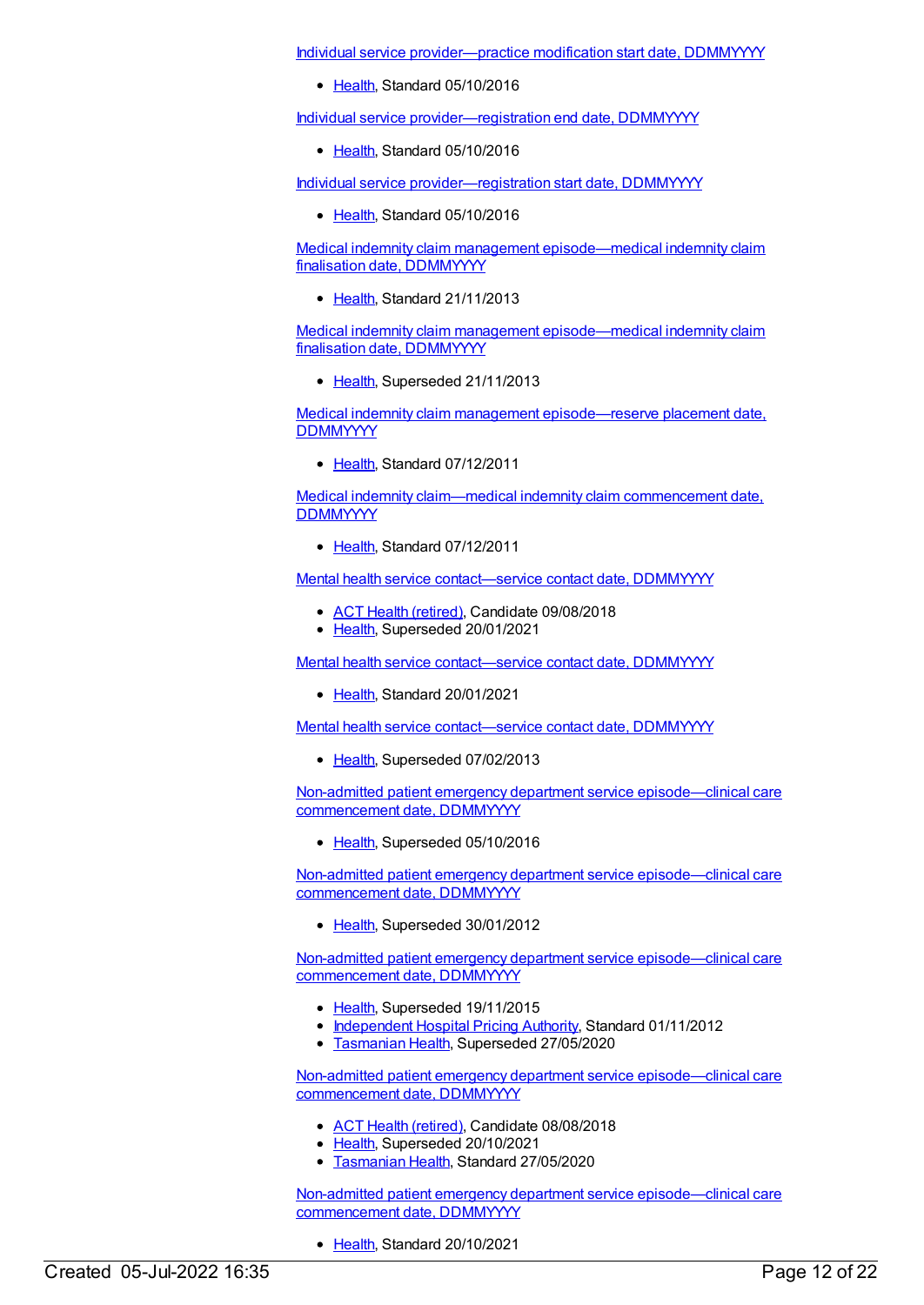Individual service provider—practice modification start date, DDMMYYYY

- Health, Standard 05/10/2016

Individual service provider—registration end date, DDMMYYYY

- Health, Standard 05/10/2016

Individual service provider—registration start date, DDMMYYYY

- Health, Standard 05/10/2016

Medical indemnity claim management episode—medical indemnity claim finalisation date, DDMMYYYY

- Health, Standard 21/11/2013

Medical indemnity claim management episode—medical indemnity claim finalisation date, DDMMYYYY

- Health, Superseded 21/11/2013

Medical indemnity claim management episode—reserve placement date, DDMMYYYY

- Health, Standard 07/12/2011

Medical indemnity claim—medical indemnity claim commencement date, DDMMYYYY

- Health, Standard 07/12/2011

Mental health service contact—service contact date, DDMMYYYY

- ACT Health (retired), Candidate 09/08/2018
- Health, Superseded 20/01/2021

Mental health service contact—service contact date, DDMMYYYY

- Health, Standard 20/01/2021

Mental health service contact—service contact date, DDMMYYYY

- Health, Superseded 07/02/2013

Non-admitted patient emergency department service episode—clinical care commencement date, DDMMYYYY

- Health, Superseded 05/10/2016

Non-admitted patient emergency department service episode—clinical care commencement date, DDMMYYYY

- Health, Superseded 30/01/2012

Non-admitted patient emergency department service episode—clinical care commencement date, DDMMYYYY

- Health, Superseded 19/11/2015
- Independent Hospital Pricing Authority, Standard 01/11/2012
- Tasmanian Health, Superseded 27/05/2020

Non-admitted patient emergency department service episode—clinical care commencement date, DDMMYYYY

- ACT Health (retired), Candidate 08/08/2018
- Health, Superseded 20/10/2021
- Tasmanian Health, Standard 27/05/2020

Non-admitted patient emergency department service episode—clinical care commencement date, DDMMYYYY

- Health, Standard 20/10/2021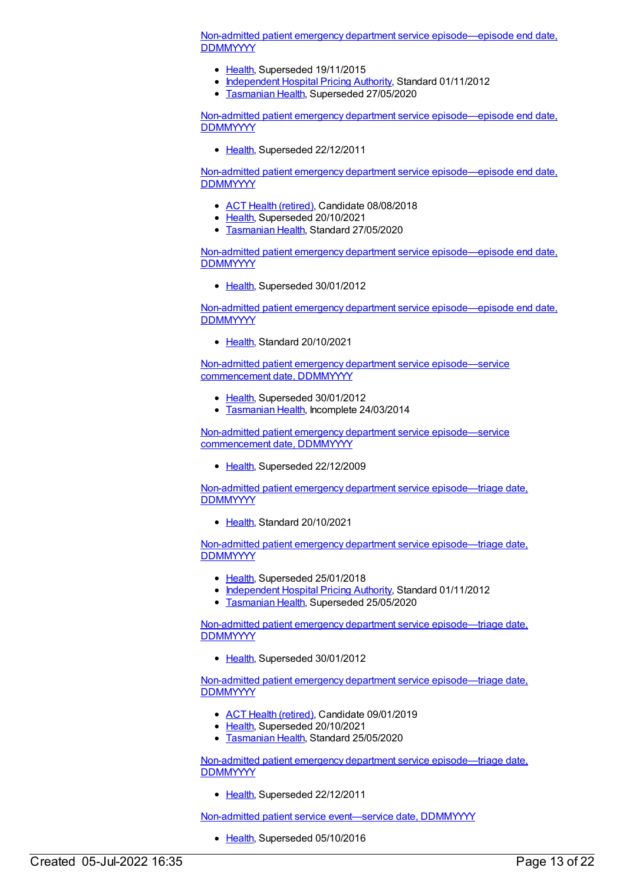Non-admitted patient emergency department service episode—episode end date, DDMMYYYY

- Health, Superseded 19/11/2015
- Independent Hospital Pricing Authority, Standard 01/11/2012
- Tasmanian Health, Superseded 27/05/2020

Non-admitted patient emergency department service episode—episode end date, DDMMYYYY

- Health, Superseded 22/12/2011

Non-admitted patient emergency department service episode—episode end date, DDMMYYYY

- ACT Health (retired), Candidate 08/08/2018
- Health, Superseded 20/10/2021
- Tasmanian Health, Standard 27/05/2020

Non-admitted patient emergency department service episode—episode end date, DDMMYYYY

- Health, Superseded 30/01/2012

Non-admitted patient emergency department service episode—episode end date, DDMMYYYY

- Health, Standard 20/10/2021

Non-admitted patient emergency department service episode—service commencement date, DDMMYYYY

- Health, Superseded 30/01/2012
- Tasmanian Health, Incomplete 24/03/2014

Non-admitted patient emergency department service episode—service commencement date, DDMMYYYY

- Health, Superseded 22/12/2009

Non-admitted patient emergency department service episode—triage date, DDMMYYYY

- Health, Standard 20/10/2021

Non-admitted patient emergency department service episode—triage date, DDMMYYYY

- Health, Superseded 25/01/2018
- Independent Hospital Pricing Authority, Standard 01/11/2012
- Tasmanian Health, Superseded 25/05/2020

Non-admitted patient emergency department service episode—triage date, DDMMYYYY

- Health, Superseded 30/01/2012

Non-admitted patient emergency department service episode—triage date, DDMMYYYY

- ACT Health (retired), Candidate 09/01/2019
- Health, Superseded 20/10/2021
- Tasmanian Health, Standard 25/05/2020

Non-admitted patient emergency department service episode—triage date, DDMMYYYY

- Health, Superseded 22/12/2011

Non-admitted patient service event—service date, DDMMYYYY

- Health, Superseded 05/10/2016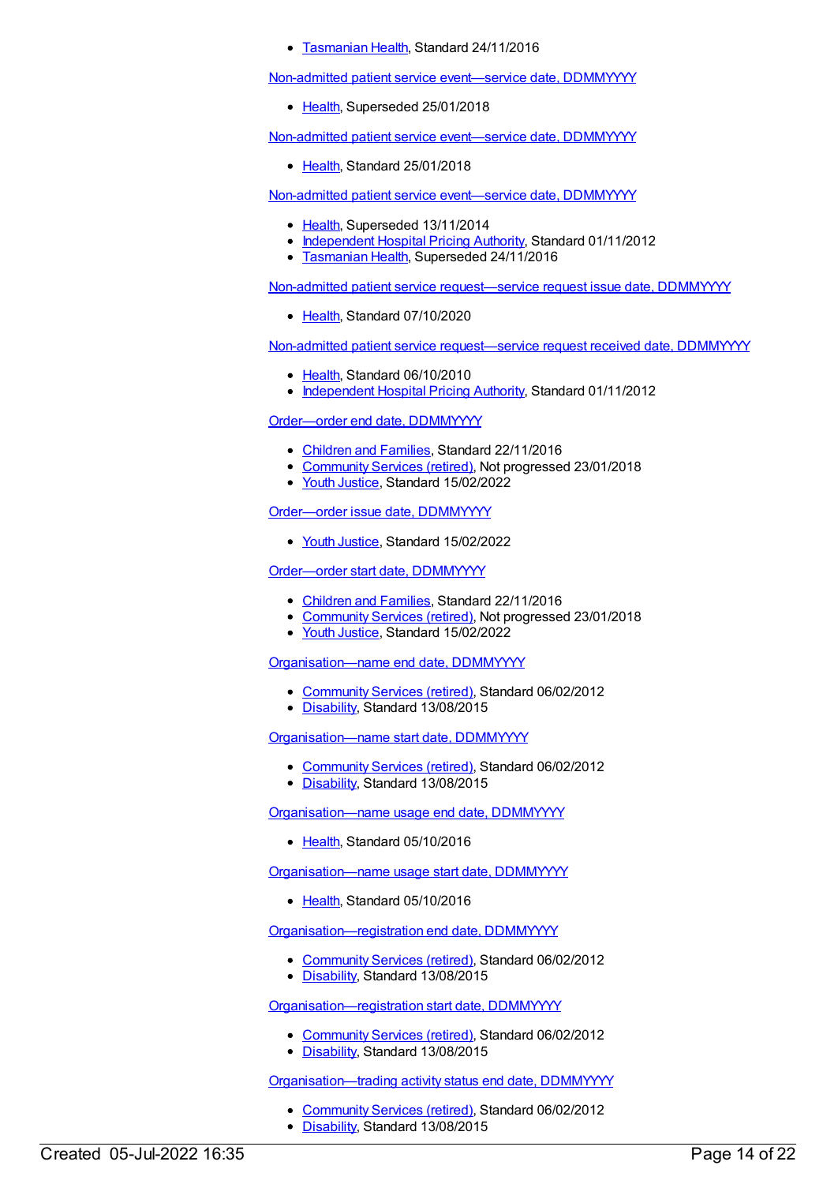- Tasmanian Health, Standard 24/11/2016

Non-admitted patient service event—service date, DDMMYYYY

- Health, Superseded 25/01/2018

Non-admitted patient service event—service date, DDMMYYYY

- Health, Standard 25/01/2018

Non-admitted patient service event—service date, DDMMYYYY

- Health, Superseded 13/11/2014
- Independent Hospital Pricing Authority, Standard 01/11/2012
- Tasmanian Health, Superseded 24/11/2016

Non-admitted patient service request—service request issue date, DDMMYYYY

- Health, Standard 07/10/2020

Non-admitted patient service request—service request received date, DDMMYYYY

- Health, Standard 06/10/2010
- Independent Hospital Pricing Authority, Standard 01/11/2012

Order—order end date, DDMMYYYY

- Children and Families, Standard 22/11/2016
- Community Services (retired), Not progressed 23/01/2018
- Youth Justice, Standard 15/02/2022

Order—order issue date, DDMMYYYY

- Youth Justice, Standard 15/02/2022

Order—order start date, DDMMYYYY

- Children and Families, Standard 22/11/2016
- Community Services (retired), Not progressed 23/01/2018
- Youth Justice, Standard 15/02/2022

Organisation—name end date, DDMMYYYY

- Community Services (retired), Standard 06/02/2012
- Disability, Standard 13/08/2015

Organisation—name start date, DDMMYYYY

- Community Services (retired), Standard 06/02/2012
- Disability, Standard 13/08/2015

Organisation—name usage end date, DDMMYYYY

- Health, Standard 05/10/2016

Organisation—name usage start date, DDMMYYYY

- Health, Standard 05/10/2016

Organisation—registration end date, DDMMYYYY

- Community Services (retired), Standard 06/02/2012
- Disability, Standard 13/08/2015

Organisation—registration start date, DDMMYYYY

- Community Services (retired), Standard 06/02/2012
- Disability, Standard 13/08/2015

Organisation—trading activity status end date, DDMMYYYY

- Community Services (retired), Standard 06/02/2012
- Disability, Standard 13/08/2015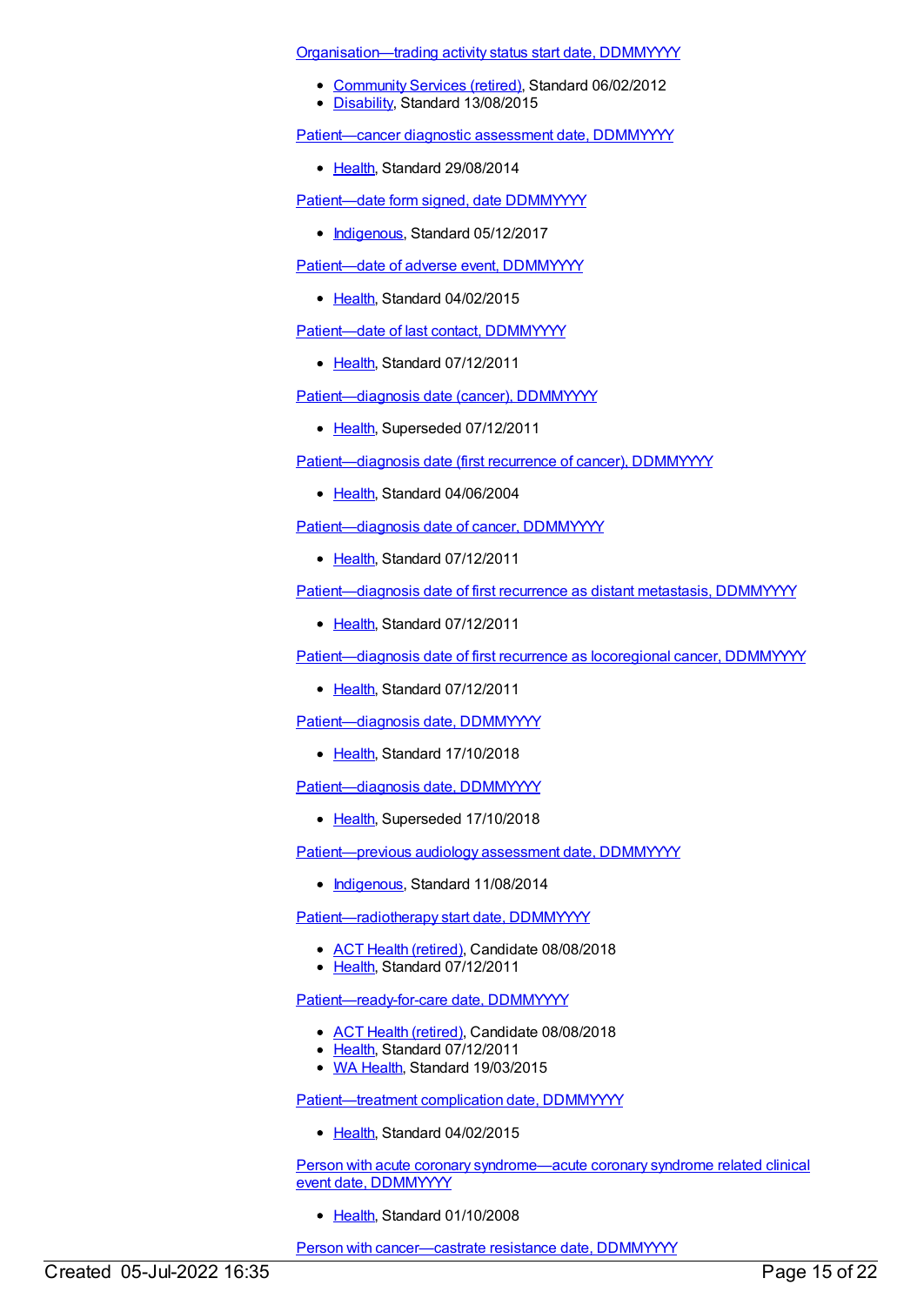Organisation—trading activity status start date, DDMMYYYY

- Community Services (retired), Standard 06/02/2012
- Disability, Standard 13/08/2015

Patient—cancer diagnostic assessment date, DDMMYYYY

- Health, Standard 29/08/2014

Patient—date form signed, date DDMMYYYY

- Indigenous, Standard 05/12/2017

Patient—date of adverse event, DDMMYYYY

- Health, Standard 04/02/2015

Patient—date of last contact, DDMMYYYY

- Health, Standard 07/12/2011

Patient—diagnosis date (cancer), DDMMYYYY

- Health, Superseded 07/12/2011

Patient—diagnosis date (first recurrence of cancer), DDMMYYYY

- Health, Standard 04/06/2004

Patient—diagnosis date of cancer, DDMMYYYY

- Health, Standard 07/12/2011

Patient—diagnosis date of first recurrence as distant metastasis, DDMMYYYY

- Health, Standard 07/12/2011

Patient—diagnosis date of first recurrence as locoregional cancer, DDMMYYYY

- Health, Standard 07/12/2011

Patient—diagnosis date, DDMMYYYY

- Health, Standard 17/10/2018

Patient—diagnosis date, DDMMYYYY

- Health, Superseded 17/10/2018

Patient—previous audiology assessment date, DDMMYYYY

- Indigenous, Standard 11/08/2014

Patient—radiotherapy start date, DDMMYYYY

- ACT Health (retired), Candidate 08/08/2018
- Health, Standard 07/12/2011

Patient—ready-for-care date, DDMMYYYY

- ACT Health (retired), Candidate 08/08/2018
- Health, Standard 07/12/2011
- WA Health, Standard 19/03/2015

Patient—treatment complication date, DDMMYYYY

- Health, Standard 04/02/2015

Person with acute coronary syndrome—acute coronary syndrome related clinical event date, DDMMYYYY

- Health, Standard 01/10/2008

Person with cancer—castrate resistance date, DDMMYYYY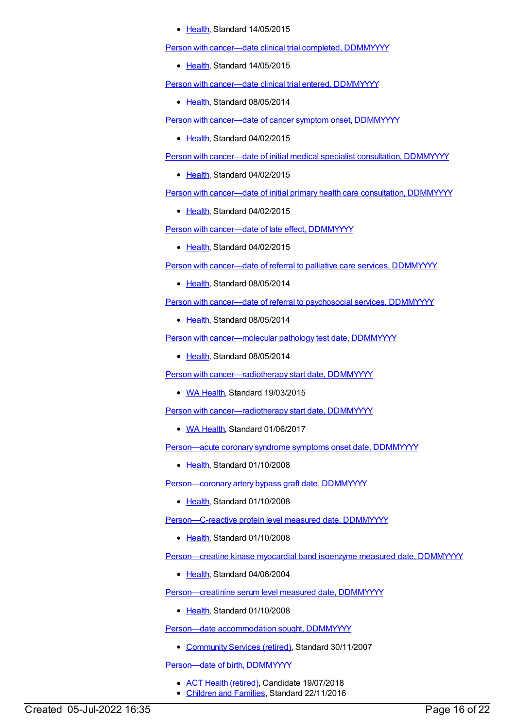- Health, Standard 14/05/2015

Person with cancer—date clinical trial completed, DDMMYYYY

- Health, Standard 14/05/2015

Person with cancer—date clinical trial entered, DDMMYYYY

- Health, Standard 08/05/2014

Person with cancer—date of cancer symptom onset, DDMMYYYY

- Health, Standard 04/02/2015

Person with cancer—date of initial medical specialist consultation, DDMMYYYY

- Health, Standard 04/02/2015

Person with cancer—date of initial primary health care consultation, DDMMYYYY

- Health, Standard 04/02/2015

Person with cancer—date of late effect, DDMMYYYY

- Health, Standard 04/02/2015

Person with cancer—date of referral to palliative care services, DDMMYYYY

- Health, Standard 08/05/2014

Person with cancer—date of referral to psychosocial services, DDMMYYYY

- Health, Standard 08/05/2014

Person with cancer—molecular pathology test date, DDMMYYYY

- Health, Standard 08/05/2014

Person with cancer—radiotherapy start date, DDMMYYYY

- WA Health, Standard 19/03/2015

Person with cancer—radiotherapy start date, DDMMYYYY

- WA Health, Standard 01/06/2017

Person—acute coronary syndrome symptoms onset date, DDMMYYYY

- Health, Standard 01/10/2008

Person—coronary artery bypass graft date, DDMMYYYY

- Health, Standard 01/10/2008

Person—C-reactive protein level measured date, DDMMYYYY

- Health, Standard 01/10/2008

Person—creatine kinase myocardial band isoenzyme measured date, DDMMYYYY

- Health, Standard 04/06/2004

Person—creatinine serum level measured date, DDMMYYYY

- Health, Standard 01/10/2008

Person—date accommodation sought, DDMMYYYY

- Community Services (retired), Standard 30/11/2007

Person—date of birth, DDMMYYYY

- ACT Health (retired), Candidate 19/07/2018
- Children and Families, Standard 22/11/2016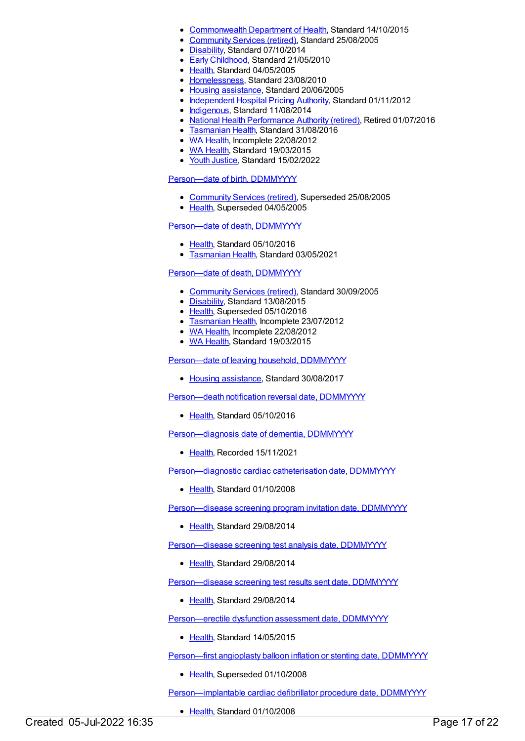- Commonwealth Department of Health, Standard 14/10/2015
- Community Services (retired), Standard 25/08/2005
- Disability, Standard 07/10/2014
- Early Childhood, Standard 21/05/2010
- Health, Standard 04/05/2005
- Homelessness, Standard 23/08/2010
- Housing assistance, Standard 20/06/2005
- Independent Hospital Pricing Authority, Standard 01/11/2012
- Indigenous, Standard 11/08/2014
- National Health Performance Authority (retired), Retired 01/07/2016
- Tasmanian Health, Standard 31/08/2016
- WA Health, Incomplete 22/08/2012
- WA Health, Standard 19/03/2015
- Youth Justice, Standard 15/02/2022

Person—date of birth, DDMMYYYY

- Community Services (retired), Superseded 25/08/2005
- Health, Superseded 04/05/2005

Person—date of death, DDMMYYYY

- Health, Standard 05/10/2016
- Tasmanian Health, Standard 03/05/2021

Person—date of death, DDMMYYYY

- Community Services (retired), Standard 30/09/2005
- Disability, Standard 13/08/2015
- Health, Superseded 05/10/2016
- Tasmanian Health, Incomplete 23/07/2012
- WA Health, Incomplete 22/08/2012
- WA Health, Standard 19/03/2015

Person—date of leaving household, DDMMYYYY

- Housing assistance, Standard 30/08/2017

Person—death notification reversal date, DDMMYYYY

- Health, Standard 05/10/2016

Person—diagnosis date of dementia, DDMMYYYY

- Health, Recorded 15/11/2021

Person—diagnostic cardiac catheterisation date, DDMMYYYY

- Health, Standard 01/10/2008

Person—disease screening program invitation date, DDMMYYYY

- Health, Standard 29/08/2014

Person—disease screening test analysis date, DDMMYYYY

- Health, Standard 29/08/2014

Person—disease screening test results sent date, DDMMYYYY

- Health, Standard 29/08/2014

Person—erectile dysfunction assessment date, DDMMYYYY

- Health, Standard 14/05/2015

Person—first angioplasty balloon inflation or stenting date, DDMMYYYY

- Health, Superseded 01/10/2008

Person—implantable cardiac defibrillator procedure date, DDMMYYYY

- Health, Standard 01/10/2008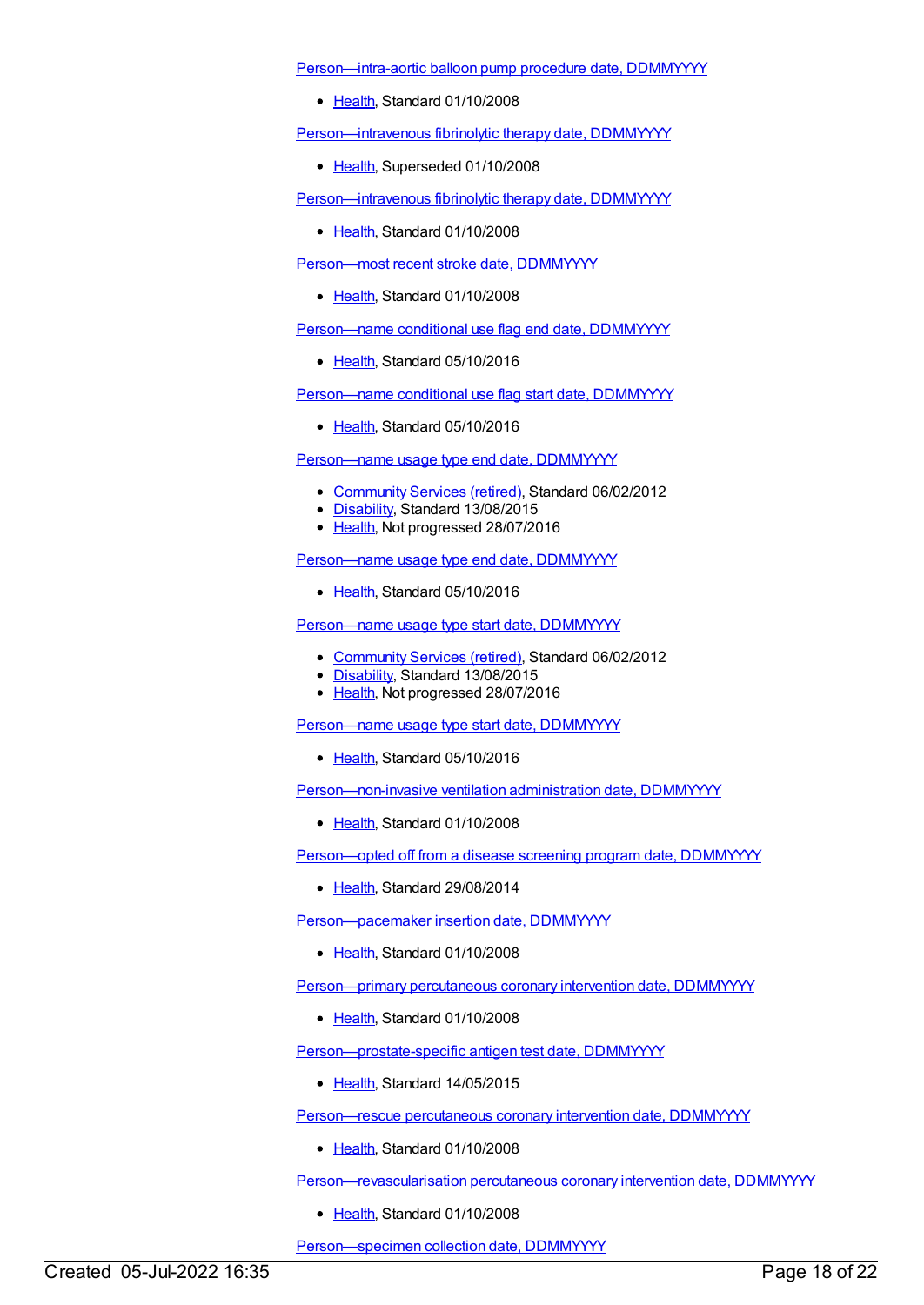Person—intra-aortic balloon pump procedure date, DDMMYYYY

- Health, Standard 01/10/2008

Person—intravenous fibrinolytic therapy date, DDMMYYYY

- Health, Superseded 01/10/2008

Person—intravenous fibrinolytic therapy date, DDMMYYYY

- Health, Standard 01/10/2008

Person—most recent stroke date, DDMMYYYY

- Health, Standard 01/10/2008

Person—name conditional use flag end date, DDMMYYYY

- Health, Standard 05/10/2016

Person—name conditional use flag start date, DDMMYYYY

- Health, Standard 05/10/2016

Person—name usage type end date, DDMMYYYY

- Community Services (retired), Standard 06/02/2012
- Disability, Standard 13/08/2015
- Health, Not progressed 28/07/2016

Person—name usage type end date, DDMMYYYY

- Health, Standard 05/10/2016

Person—name usage type start date, DDMMYYYY

- Community Services (retired), Standard 06/02/2012
- Disability, Standard 13/08/2015
- Health, Not progressed 28/07/2016

Person—name usage type start date, DDMMYYYY

- Health, Standard 05/10/2016

Person—non-invasive ventilation administration date, DDMMYYYY

- Health, Standard 01/10/2008

Person—opted off from a disease screening program date, DDMMYYYY

- Health, Standard 29/08/2014

Person—pacemaker insertion date, DDMMYYYY

- Health, Standard 01/10/2008

Person—primary percutaneous coronary intervention date, DDMMYYYY

- Health, Standard 01/10/2008

Person—prostate-specific antigen test date, DDMMYYYY

- Health, Standard 14/05/2015

Person—rescue percutaneous coronary intervention date, DDMMYYYY

- Health, Standard 01/10/2008

Person—revascularisation percutaneous coronary intervention date, DDMMYYYY

- Health, Standard 01/10/2008

Person—specimen collection date, DDMMYYYY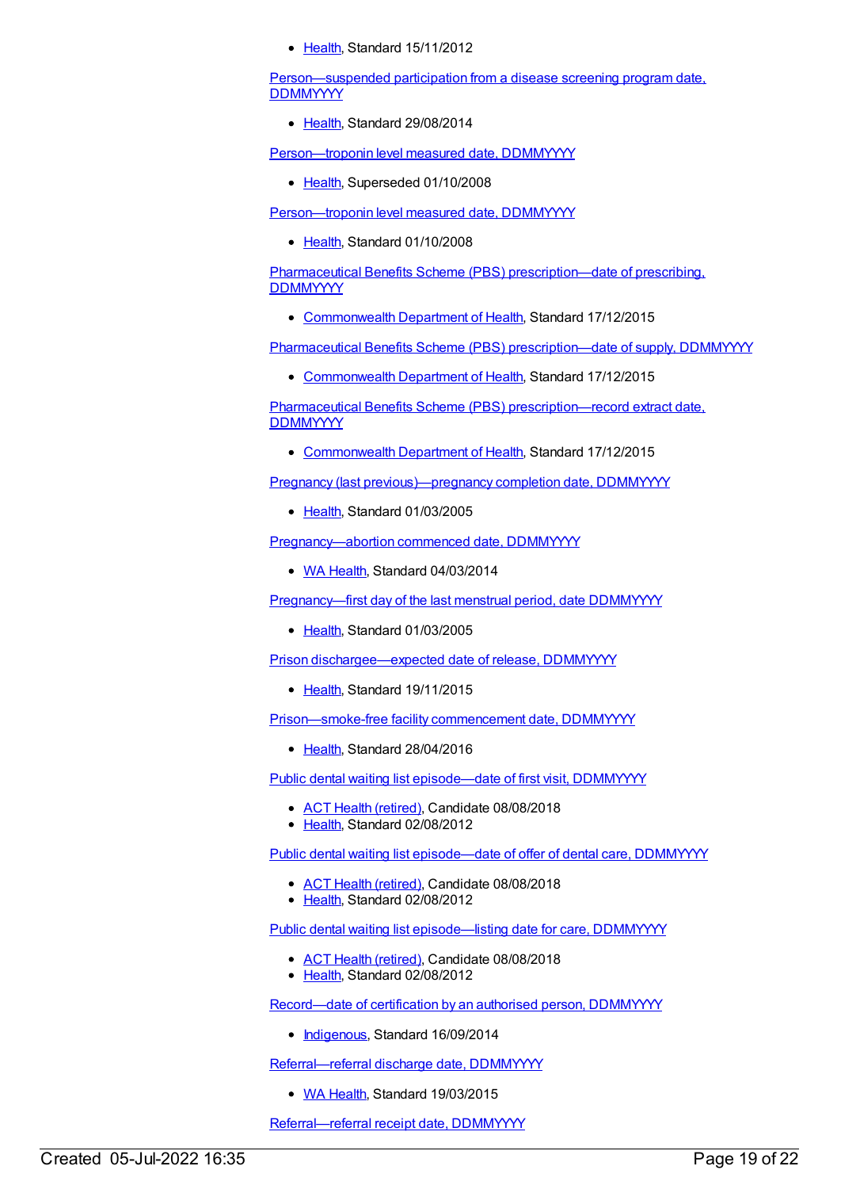- Health, Standard 15/11/2012

Person—suspended participation from a disease screening program date, DDMMYYYY

- Health, Standard 29/08/2014

Person—troponin level measured date, DDMMYYYY

- Health, Superseded 01/10/2008

Person—troponin level measured date, DDMMYYYY

- Health, Standard 01/10/2008

Pharmaceutical Benefits Scheme (PBS) prescription—date of prescribing, DDMMYYYY

- Commonwealth Department of Health, Standard 17/12/2015

Pharmaceutical Benefits Scheme (PBS) prescription—date of supply, DDMMYYYY

- Commonwealth Department of Health, Standard 17/12/2015

Pharmaceutical Benefits Scheme (PBS) prescription—record extract date, DDMMYYYY

- Commonwealth Department of Health, Standard 17/12/2015

Pregnancy (last previous)—pregnancy completion date, DDMMYYYY

- Health, Standard 01/03/2005

Pregnancy—abortion commenced date, DDMMYYYY

- WA Health, Standard 04/03/2014

Pregnancy—first day of the last menstrual period, date DDMMYYYY

- Health, Standard 01/03/2005

Prison dischargee—expected date of release, DDMMYYYY

- Health, Standard 19/11/2015

Prison—smoke-free facility commencement date, DDMMYYYY

- Health, Standard 28/04/2016

Public dental waiting list episode—date of first visit, DDMMYYYY

- ACT Health (retired), Candidate 08/08/2018
- Health, Standard 02/08/2012

Public dental waiting list episode—date of offer of dental care, DDMMYYYY

- ACT Health (retired), Candidate 08/08/2018
- Health, Standard 02/08/2012

Public dental waiting list episode—listing date for care, DDMMYYYY

- ACT Health (retired), Candidate 08/08/2018
- Health, Standard 02/08/2012

Record—date of certification by an authorised person, DDMMYYYY

- Indigenous, Standard 16/09/2014

Referral—referral discharge date, DDMMYYYY

- WA Health, Standard 19/03/2015

Referral—referral receipt date, DDMMYYYY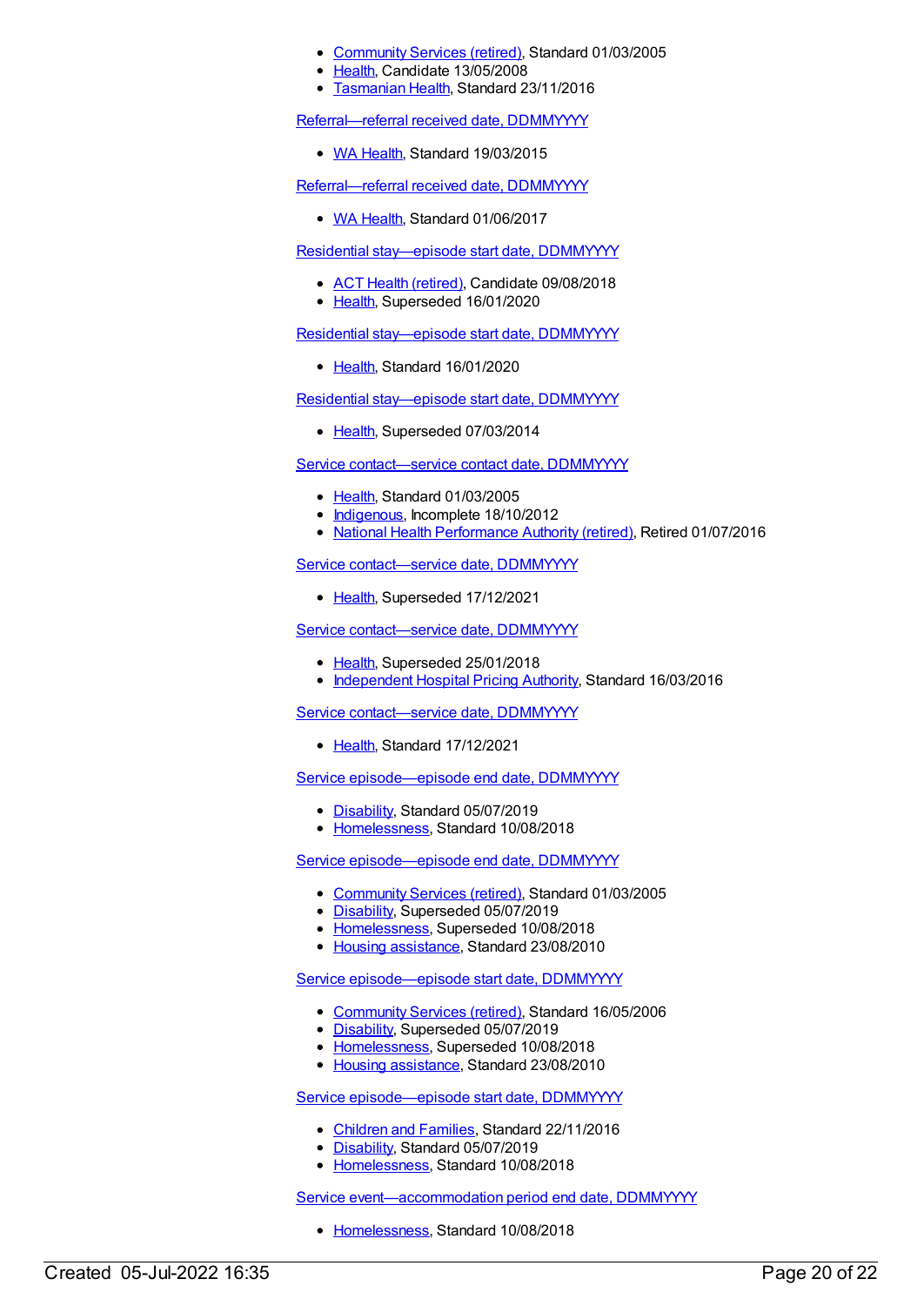- Community Services (retired), Standard 01/03/2005
- Health, Candidate 13/05/2008
- Tasmanian Health, Standard 23/11/2016

Referral—referral received date, DDMMYYYY

- WA Health, Standard 19/03/2015

Referral—referral received date, DDMMYYYY

- WA Health, Standard 01/06/2017

Residential stay—episode start date, DDMMYYYY

- ACT Health (retired), Candidate 09/08/2018
- Health, Superseded 16/01/2020

Residential stay—episode start date, DDMMYYYY

- Health, Standard 16/01/2020

Residential stay—episode start date, DDMMYYYY

- Health, Superseded 07/03/2014

Service contact—service contact date, DDMMYYYY

- Health, Standard 01/03/2005
- Indigenous, Incomplete 18/10/2012
- National Health Performance Authority (retired), Retired 01/07/2016

Service contact—service date, DDMMYYYY

- Health, Superseded 17/12/2021

Service contact—service date, DDMMYYYY

- Health, Superseded 25/01/2018
- Independent Hospital Pricing Authority, Standard 16/03/2016

Service contact—service date, DDMMYYYY

- Health, Standard 17/12/2021

Service episode—episode end date, DDMMYYYY

- Disability, Standard 05/07/2019
- Homelessness, Standard 10/08/2018

Service episode—episode end date, DDMMYYYY

- Community Services (retired), Standard 01/03/2005
- Disability, Superseded 05/07/2019
- Homelessness, Superseded 10/08/2018
- Housing assistance, Standard 23/08/2010

Service episode—episode start date, DDMMYYYY

- Community Services (retired), Standard 16/05/2006
- Disability, Superseded 05/07/2019
- Homelessness, Superseded 10/08/2018
- Housing assistance, Standard 23/08/2010

Service episode—episode start date, DDMMYYYY

- Children and Families, Standard 22/11/2016
- Disability, Standard 05/07/2019
- Homelessness, Standard 10/08/2018

Service event—accommodation period end date, DDMMYYYY

- Homelessness, Standard 10/08/2018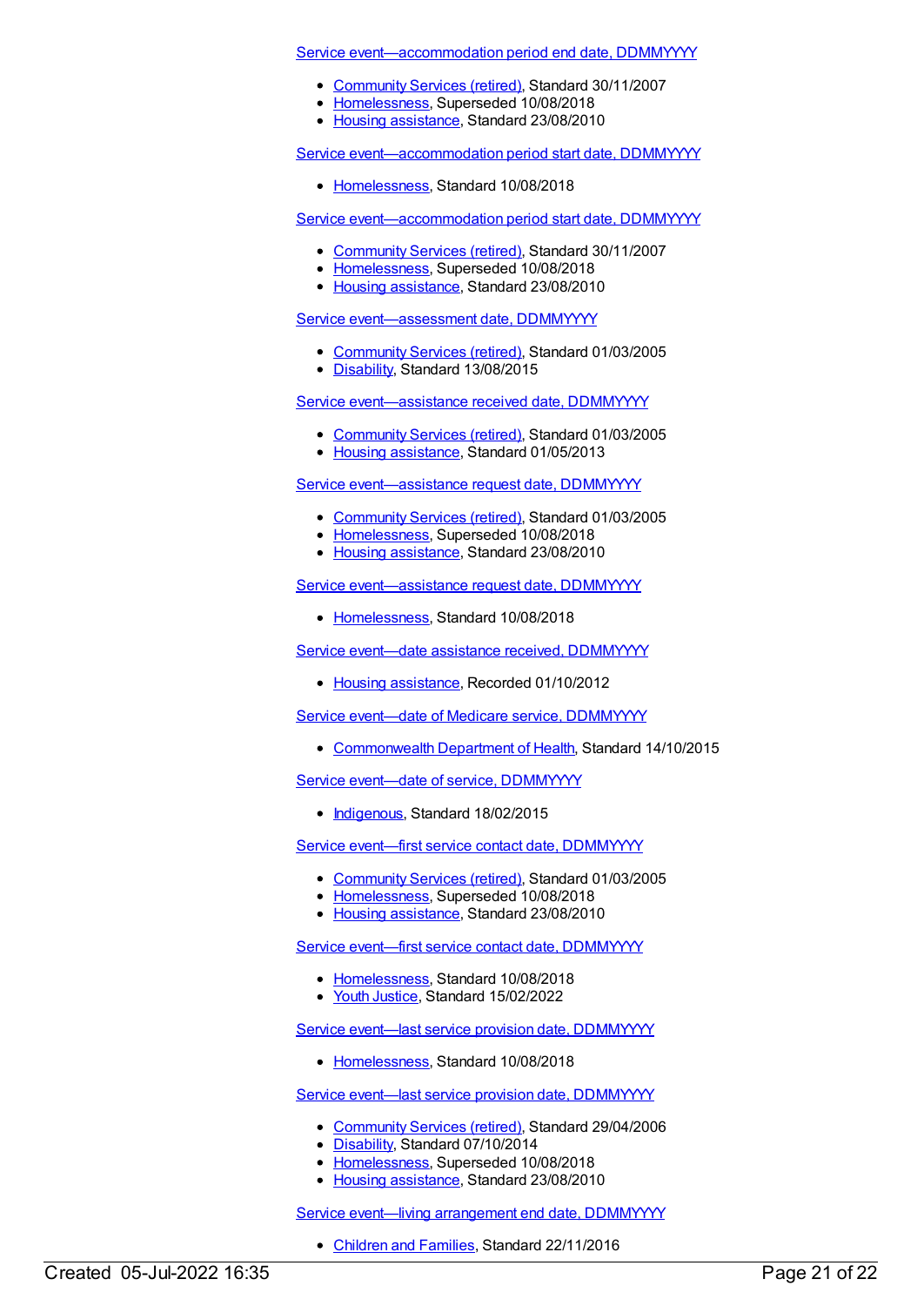Service event—accommodation period end date, DDMMYYYY

- Community Services (retired), Standard 30/11/2007
- Homelessness, Superseded 10/08/2018
- Housing assistance, Standard 23/08/2010

Service event—accommodation period start date, DDMMYYYY

- Homelessness, Standard 10/08/2018

Service event—accommodation period start date, DDMMYYYY

- Community Services (retired), Standard 30/11/2007
- Homelessness, Superseded 10/08/2018
- Housing assistance, Standard 23/08/2010

Service event—assessment date, DDMMYYYY

- Community Services (retired), Standard 01/03/2005
- Disability, Standard 13/08/2015

Service event—assistance received date, DDMMYYYY

- Community Services (retired), Standard 01/03/2005
- Housing assistance, Standard 01/05/2013

Service event—assistance request date, DDMMYYYY

- Community Services (retired), Standard 01/03/2005
- Homelessness, Superseded 10/08/2018
- Housing assistance, Standard 23/08/2010

Service event—assistance request date, DDMMYYYY

- Homelessness, Standard 10/08/2018

Service event—date assistance received, DDMMYYYY

- Housing assistance, Recorded 01/10/2012

Service event—date of Medicare service, DDMMYYYY

- Commonwealth Department of Health, Standard 14/10/2015

Service event—date of service, DDMMYYYY

- Indigenous, Standard 18/02/2015

Service event—first service contact date, DDMMYYYY

- Community Services (retired), Standard 01/03/2005
- Homelessness, Superseded 10/08/2018
- Housing assistance, Standard 23/08/2010

Service event—first service contact date, DDMMYYYY

- Homelessness, Standard 10/08/2018
- Youth Justice, Standard 15/02/2022

Service event—last service provision date, DDMMYYYY

- Homelessness, Standard 10/08/2018

Service event—last service provision date, DDMMYYYY

- Community Services (retired), Standard 29/04/2006
- Disability, Standard 07/10/2014
- Homelessness, Superseded 10/08/2018
- Housing assistance, Standard 23/08/2010

Service event—living arrangement end date, DDMMYYYY

- Children and Families, Standard 22/11/2016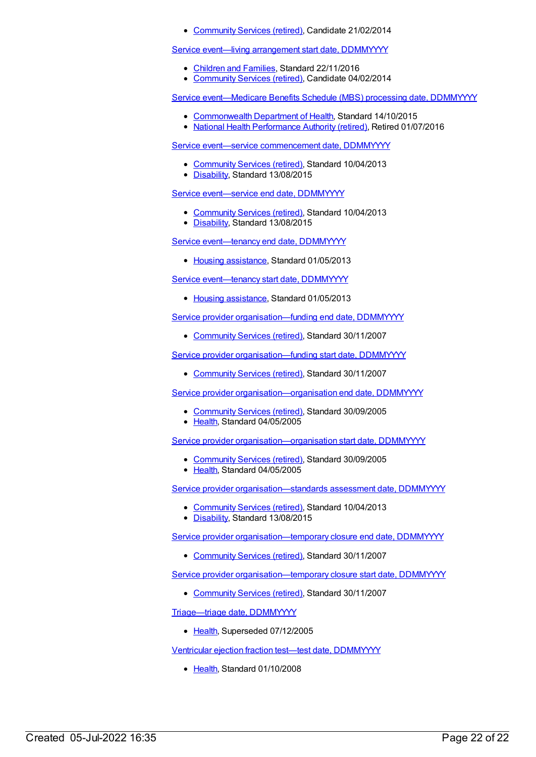- Community Services (retired), Candidate 21/02/2014

Service event—living arrangement start date, DDMMYYYY

- Children and Families, Standard 22/11/2016
- Community Services (retired), Candidate 04/02/2014

Service event—Medicare Benefits Schedule (MBS) processing date, DDMMYYYY

- Commonwealth Department of Health, Standard 14/10/2015
- National Health Performance Authority (retired), Retired 01/07/2016

Service event—service commencement date, DDMMYYYY

- Community Services (retired), Standard 10/04/2013
- Disability, Standard 13/08/2015

Service event—service end date, DDMMYYYY

- Community Services (retired), Standard 10/04/2013
- Disability, Standard 13/08/2015

Service event—tenancy end date, DDMMYYYY

- Housing assistance, Standard 01/05/2013

Service event—tenancy start date, DDMMYYYY

- Housing assistance, Standard 01/05/2013

Service provider organisation—funding end date, DDMMYYYY

- Community Services (retired), Standard 30/11/2007

Service provider organisation—funding start date, DDMMYYYY

- Community Services (retired), Standard 30/11/2007

Service provider organisation—organisation end date, DDMMYYYY

- Community Services (retired), Standard 30/09/2005
- Health, Standard 04/05/2005

Service provider organisation—organisation start date, DDMMYYYY

- Community Services (retired), Standard 30/09/2005
- Health, Standard 04/05/2005

Service provider organisation—standards assessment date, DDMMYYYY

- Community Services (retired), Standard 10/04/2013
- Disability, Standard 13/08/2015

Service provider organisation—temporary closure end date, DDMMYYYY

- Community Services (retired), Standard 30/11/2007

Service provider organisation—temporary closure start date, DDMMYYYY

- Community Services (retired), Standard 30/11/2007

Triage—triage date, DDMMYYYY

- Health, Superseded 07/12/2005

Ventricular ejection fraction test—test date, DDMMYYYY

- Health, Standard 01/10/2008